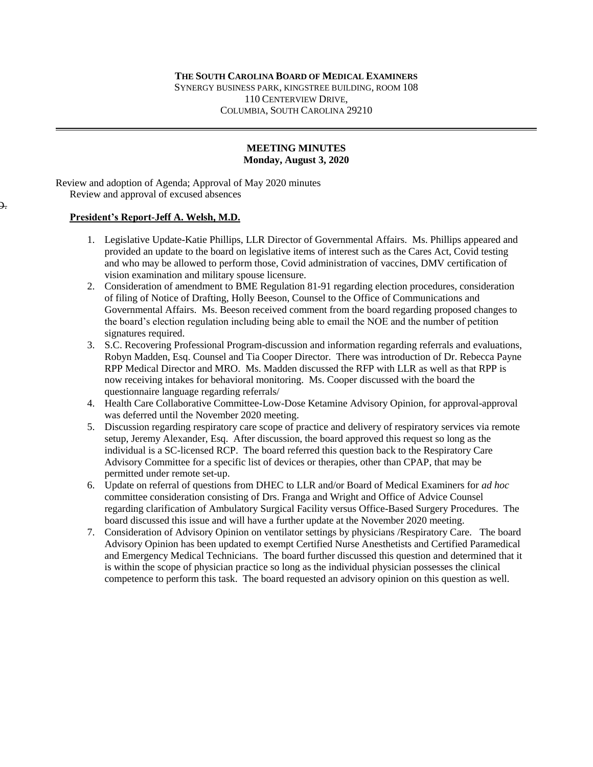**THE SOUTH CAROLINA BOARD OF MEDICAL EXAMINERS**
SYNERGY BUSINESS PARK, KINGSTREE BUILDING, ROOM 108
110 CENTERVIEW DRIVE,
COLUMBIA, SOUTH CAROLINA 29210

---

**MEETING MINUTES**
**Monday, August 3, 2020**

Review and adoption of Agenda; Approval of May 2020 minutes
Review and approval of excused absences

**President's Report-Jeff A. Welsh, M.D.**

1. Legislative Update-Katie Phillips, LLR Director of Governmental Affairs. Ms. Phillips appeared and provided an update to the board on legislative items of interest such as the Cares Act, Covid testing and who may be allowed to perform those, Covid administration of vaccines, DMV certification of vision examination and military spouse licensure.
2. Consideration of amendment to BME Regulation 81-91 regarding election procedures, consideration of filing of Notice of Drafting, Holly Beeson, Counsel to the Office of Communications and Governmental Affairs. Ms. Beeson received comment from the board regarding proposed changes to the board's election regulation including being able to email the NOE and the number of petition signatures required.
3. S.C. Recovering Professional Program-discussion and information regarding referrals and evaluations, Robyn Madden, Esq. Counsel and Tia Cooper Director. There was introduction of Dr. Rebecca Payne RPP Medical Director and MRO. Ms. Madden discussed the RFP with LLR as well as that RPP is now receiving intakes for behavioral monitoring. Ms. Cooper discussed with the board the questionnaire language regarding referrals/
4. Health Care Collaborative Committee-Low-Dose Ketamine Advisory Opinion, for approval-approval was deferred until the November 2020 meeting.
5. Discussion regarding respiratory care scope of practice and delivery of respiratory services via remote setup, Jeremy Alexander, Esq. After discussion, the board approved this request so long as the individual is a SC-licensed RCP. The board referred this question back to the Respiratory Care Advisory Committee for a specific list of devices or therapies, other than CPAP, that may be permitted under remote set-up.
6. Update on referral of questions from DHEC to LLR and/or Board of Medical Examiners for *ad hoc* committee consideration consisting of Drs. Franga and Wright and Office of Advice Counsel regarding clarification of Ambulatory Surgical Facility versus Office-Based Surgery Procedures. The board discussed this issue and will have a further update at the November 2020 meeting.
7. Consideration of Advisory Opinion on ventilator settings by physicians /Respiratory Care. The board Advisory Opinion has been updated to exempt Certified Nurse Anesthetists and Certified Paramedical and Emergency Medical Technicians. The board further discussed this question and determined that it is within the scope of physician practice so long as the individual physician possesses the clinical competence to perform this task. The board requested an advisory opinion on this question as well.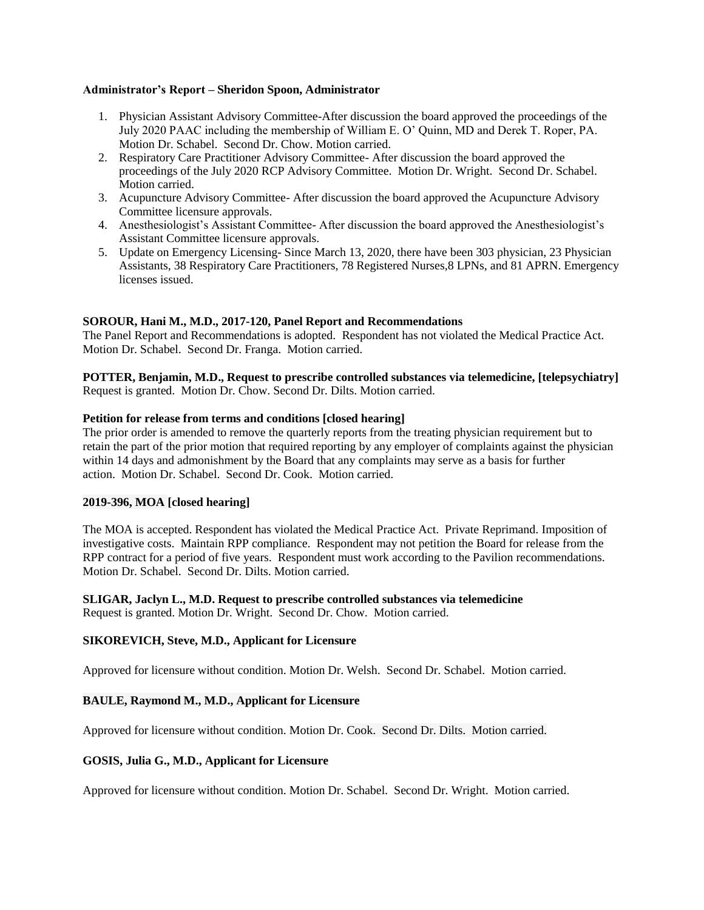**Administrator's Report – Sheridon Spoon, Administrator**

1. Physician Assistant Advisory Committee-After discussion the board approved the proceedings of the July 2020 PAAC including the membership of William E. O' Quinn, MD and Derek T. Roper, PA. Motion Dr. Schabel. Second Dr. Chow. Motion carried.
2. Respiratory Care Practitioner Advisory Committee- After discussion the board approved the proceedings of the July 2020 RCP Advisory Committee. Motion Dr. Wright. Second Dr. Schabel. Motion carried.
3. Acupuncture Advisory Committee- After discussion the board approved the Acupuncture Advisory Committee licensure approvals.
4. Anesthesiologist's Assistant Committee- After discussion the board approved the Anesthesiologist's Assistant Committee licensure approvals.
5. Update on Emergency Licensing- Since March 13, 2020, there have been 303 physician, 23 Physician Assistants, 38 Respiratory Care Practitioners, 78 Registered Nurses,8 LPNs, and 81 APRN. Emergency licenses issued.

**SOROUR, Hani M., M.D., 2017-120, Panel Report and Recommendations**
The Panel Report and Recommendations is adopted. Respondent has not violated the Medical Practice Act. Motion Dr. Schabel. Second Dr. Franga. Motion carried.

**POTTER, Benjamin, M.D., Request to prescribe controlled substances via telemedicine, [telepsychiatry]**
Request is granted. Motion Dr. Chow. Second Dr. Dilts. Motion carried.

**Petition for release from terms and conditions [closed hearing]**
The prior order is amended to remove the quarterly reports from the treating physician requirement but to retain the part of the prior motion that required reporting by any employer of complaints against the physician within 14 days and admonishment by the Board that any complaints may serve as a basis for further action. Motion Dr. Schabel. Second Dr. Cook. Motion carried.

**2019-396, MOA [closed hearing]**

The MOA is accepted. Respondent has violated the Medical Practice Act. Private Reprimand. Imposition of investigative costs. Maintain RPP compliance. Respondent may not petition the Board for release from the RPP contract for a period of five years. Respondent must work according to the Pavilion recommendations. Motion Dr. Schabel. Second Dr. Dilts. Motion carried.

**SLIGAR, Jaclyn L., M.D. Request to prescribe controlled substances via telemedicine**
Request is granted. Motion Dr. Wright. Second Dr. Chow. Motion carried.

**SIKOREVICH, Steve, M.D., Applicant for Licensure**

Approved for licensure without condition. Motion Dr. Welsh. Second Dr. Schabel. Motion carried.

**BAULE, Raymond M., M.D., Applicant for Licensure**

Approved for licensure without condition. Motion Dr. Cook. Second Dr. Dilts. Motion carried.

**GOSIS, Julia G., M.D., Applicant for Licensure**

Approved for licensure without condition. Motion Dr. Schabel. Second Dr. Wright. Motion carried.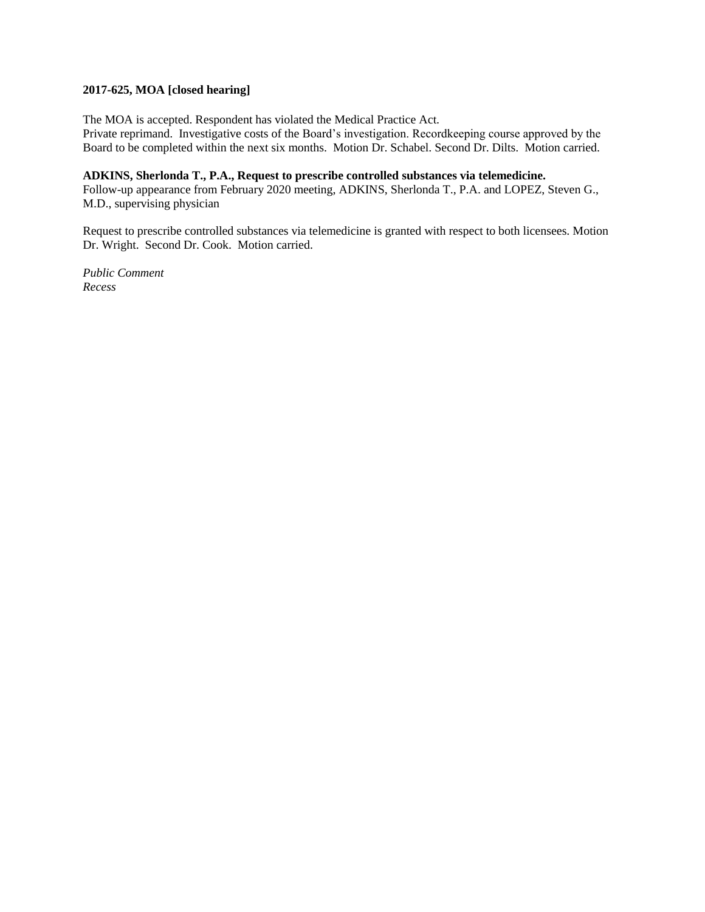**2017-625, MOA [closed hearing]**

The MOA is accepted. Respondent has violated the Medical Practice Act.
Private reprimand. Investigative costs of the Board's investigation. Recordkeeping course approved by the Board to be completed within the next six months. Motion Dr. Schabel. Second Dr. Dilts. Motion carried.

**ADKINS, Sherlonda T., P.A., Request to prescribe controlled substances via telemedicine.**
Follow-up appearance from February 2020 meeting, ADKINS, Sherlonda T., P.A. and LOPEZ, Steven G., M.D., supervising physician

Request to prescribe controlled substances via telemedicine is granted with respect to both licensees. Motion Dr. Wright. Second Dr. Cook. Motion carried.

*Public Comment*
*Recess*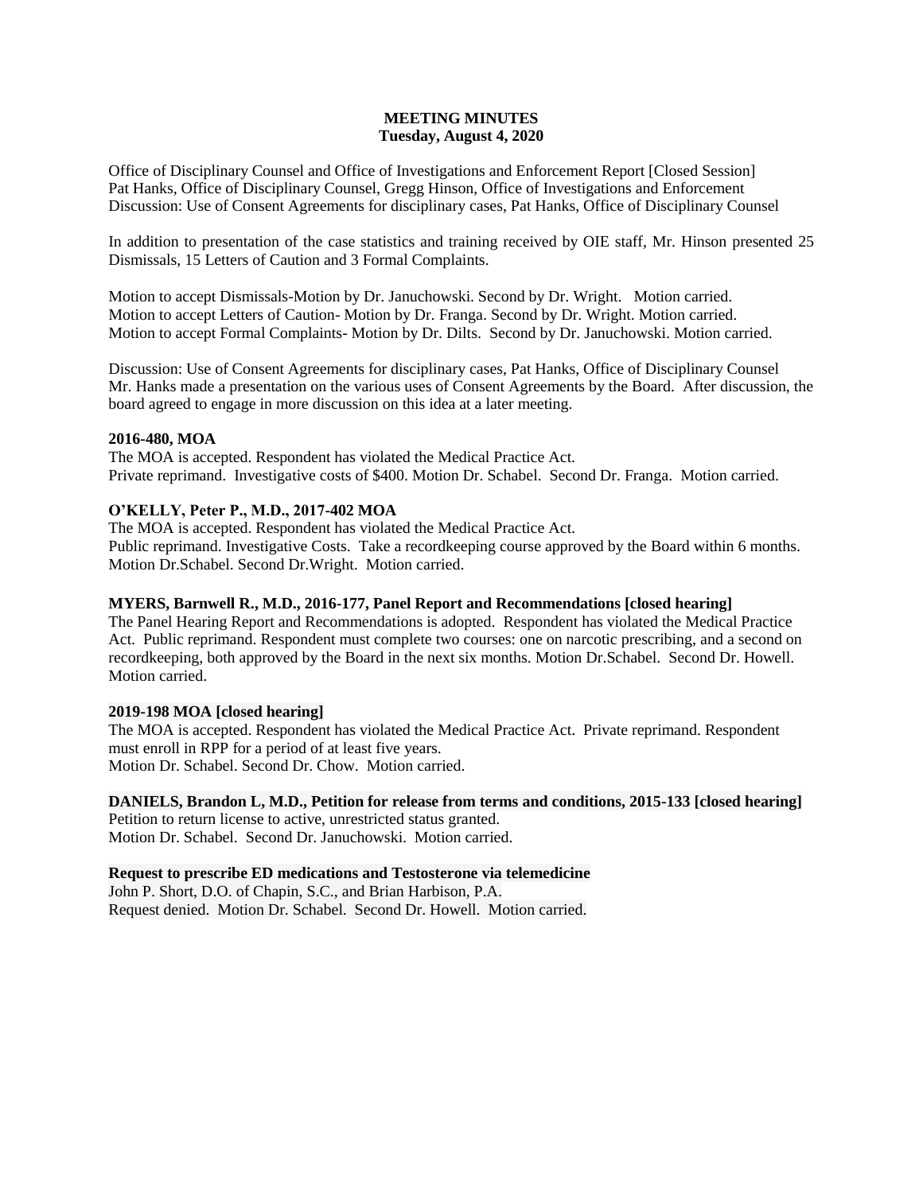**MEETING MINUTES**
**Tuesday, August 4, 2020**

Office of Disciplinary Counsel and Office of Investigations and Enforcement Report [Closed Session]
Pat Hanks, Office of Disciplinary Counsel, Gregg Hinson, Office of Investigations and Enforcement
Discussion: Use of Consent Agreements for disciplinary cases, Pat Hanks, Office of Disciplinary Counsel

In addition to presentation of the case statistics and training received by OIE staff, Mr. Hinson presented 25 Dismissals, 15 Letters of Caution and 3 Formal Complaints.

Motion to accept Dismissals-Motion by Dr. Januchowski. Second by Dr. Wright. Motion carried.
Motion to accept Letters of Caution- Motion by Dr. Franga. Second by Dr. Wright. Motion carried.
Motion to accept Formal Complaints- Motion by Dr. Dilts. Second by Dr. Januchowski. Motion carried.

Discussion: Use of Consent Agreements for disciplinary cases, Pat Hanks, Office of Disciplinary Counsel
Mr. Hanks made a presentation on the various uses of Consent Agreements by the Board. After discussion, the board agreed to engage in more discussion on this idea at a later meeting.

**2016-480, MOA**
The MOA is accepted. Respondent has violated the Medical Practice Act.
Private reprimand. Investigative costs of $400. Motion Dr. Schabel. Second Dr. Franga. Motion carried.

**O'KELLY, Peter P., M.D., 2017-402 MOA**
The MOA is accepted. Respondent has violated the Medical Practice Act.
Public reprimand. Investigative Costs. Take a recordkeeping course approved by the Board within 6 months.
Motion Dr.Schabel. Second Dr.Wright. Motion carried.

**MYERS, Barnwell R., M.D., 2016-177, Panel Report and Recommendations [closed hearing]**
The Panel Hearing Report and Recommendations is adopted. Respondent has violated the Medical Practice Act. Public reprimand. Respondent must complete two courses: one on narcotic prescribing, and a second on recordkeeping, both approved by the Board in the next six months. Motion Dr.Schabel. Second Dr. Howell. Motion carried.

**2019-198 MOA [closed hearing]**
The MOA is accepted. Respondent has violated the Medical Practice Act. Private reprimand. Respondent must enroll in RPP for a period of at least five years.
Motion Dr. Schabel. Second Dr. Chow. Motion carried.

**DANIELS, Brandon L, M.D., Petition for release from terms and conditions, 2015-133 [closed hearing]**
Petition to return license to active, unrestricted status granted.
Motion Dr. Schabel. Second Dr. Januchowski. Motion carried.

**Request to prescribe ED medications and Testosterone via telemedicine**
John P. Short, D.O. of Chapin, S.C., and Brian Harbison, P.A.
Request denied. Motion Dr. Schabel. Second Dr. Howell. Motion carried.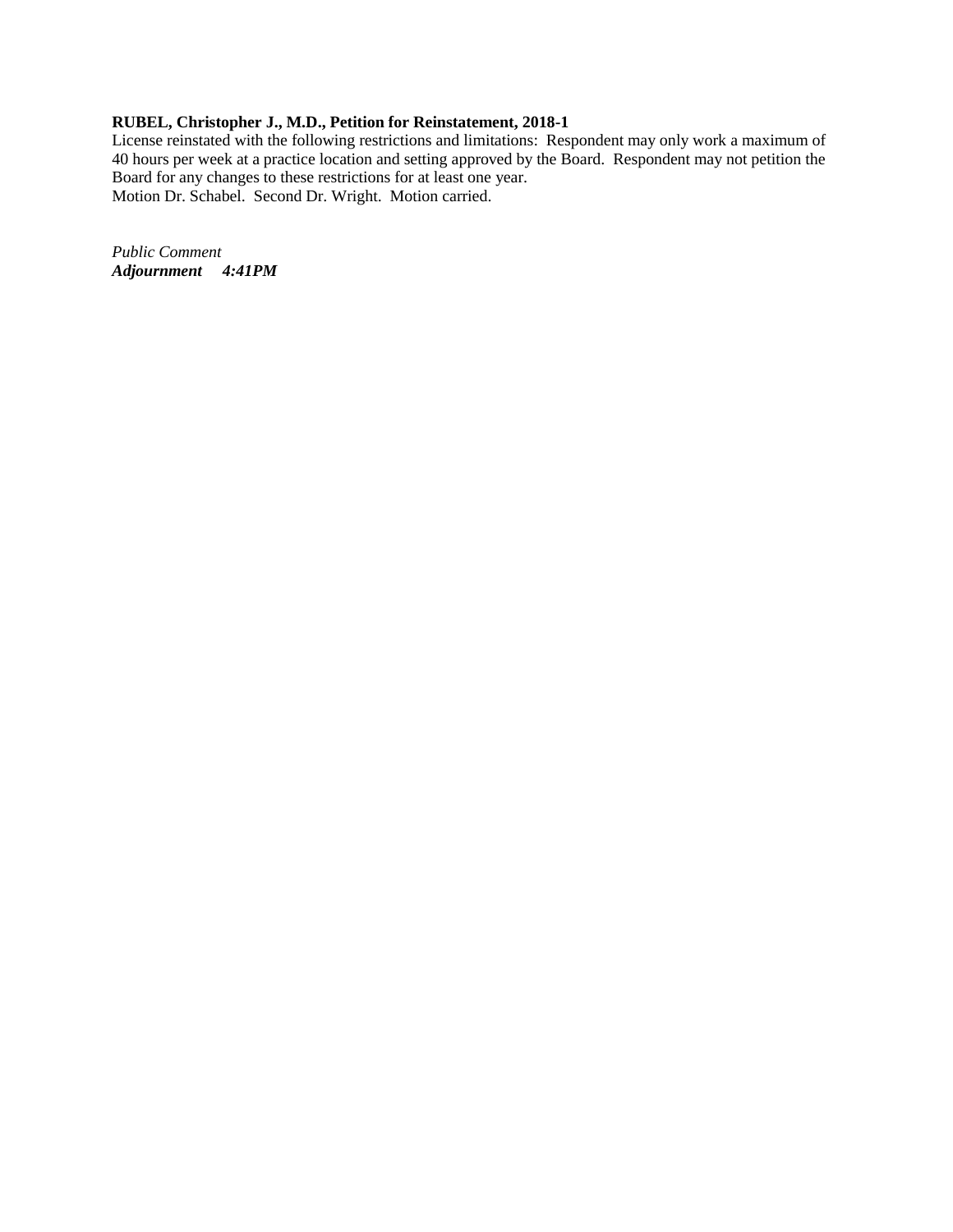**RUBEL, Christopher J., M.D., Petition for Reinstatement, 2018-1**

License reinstated with the following restrictions and limitations: Respondent may only work a maximum of 40 hours per week at a practice location and setting approved by the Board. Respondent may not petition the Board for any changes to these restrictions for at least one year.
Motion Dr. Schabel. Second Dr. Wright. Motion carried.

*Public Comment*
***Adjournment 4:41PM***